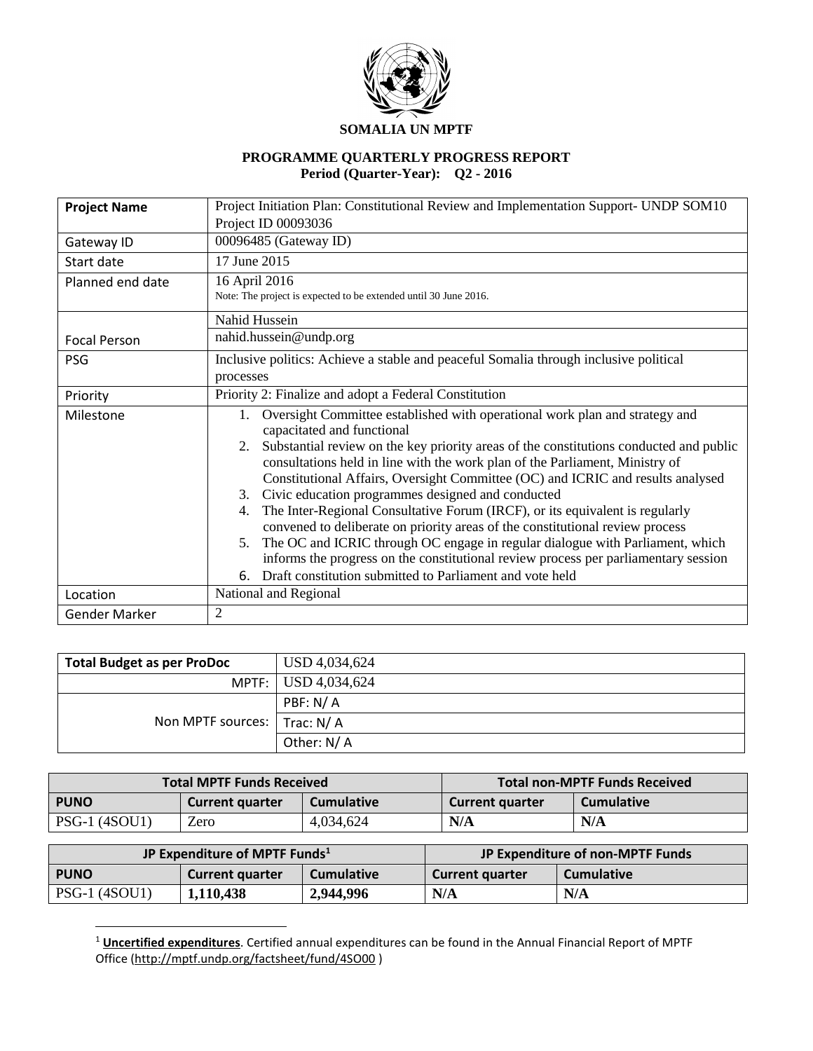**SOMALIA UN MPTF**

**PROGRAMME QUARTERLY PROGRESS REPORT**
**Period (Quarter-Year): Q2 - 2016**

| **Project Name** | Project Initiation Plan: Constitutional Review and Implementation Support- UNDP SOM10 Project ID 00093036 |
|---|---|
| Gateway ID | 00096485 (Gateway ID) |
| Start date | 17 June 2015 |
| Planned end date | 16 April 2016<br>Note: The project is expected to be extended until 30 June 2016. |
| Focal Person | Nahid Hussein<br>nahid.hussein@undp.org |
| PSG | Inclusive politics: Achieve a stable and peaceful Somalia through inclusive political processes |
| Priority | Priority 2: Finalize and adopt a Federal Constitution |
| Milestone | 1. Oversight Committee established with operational work plan and strategy and capacitated and functional<br>2. Substantial review on the key priority areas of the constitutions conducted and public consultations held in line with the work plan of the Parliament, Ministry of Constitutional Affairs, Oversight Committee (OC) and ICRIC and results analysed<br>3. Civic education programmes designed and conducted<br>4. The Inter-Regional Consultative Forum (IRCF), or its equivalent is regularly convened to deliberate on priority areas of the constitutional review process<br>5. The OC and ICRIC through OC engage in regular dialogue with Parliament, which informs the progress on the constitutional review process per parliamentary session<br>6. Draft constitution submitted to Parliament and vote held |
| Location | National and Regional |
| Gender Marker | 2 |

| **Total Budget as per ProDoc** | USD 4,034,624 |
|---|---|
| MPTF: | USD 4,034,624 |
| Non MPTF sources: | PBF: N/ A |
| | Trac: N/ A |
| | Other: N/ A |

| **Total MPTF Funds Received** | | | **Total non-MPTF Funds Received** | |
|---|---|---|---|---|
| **PUNO** | **Current quarter** | **Cumulative** | **Current quarter** | **Cumulative** |
| PSG-1 (4SOU1) | Zero | 4,034,624 | **N/A** | **N/A** |

| **JP Expenditure of MPTF Funds[1]** | | | **JP Expenditure of non-MPTF Funds** | |
|---|---|---|---|---|
| **PUNO** | **Current quarter** | **Cumulative** | **Current quarter** | **Cumulative** |
| PSG-1 (4SOU1) | **1,110,438** | **2,944,996** | **N/A** | **N/A** |

[1] **Uncertified expenditures**. Certified annual expenditures can be found in the Annual Financial Report of MPTF Office (http://mptf.undp.org/factsheet/fund/4SO00 )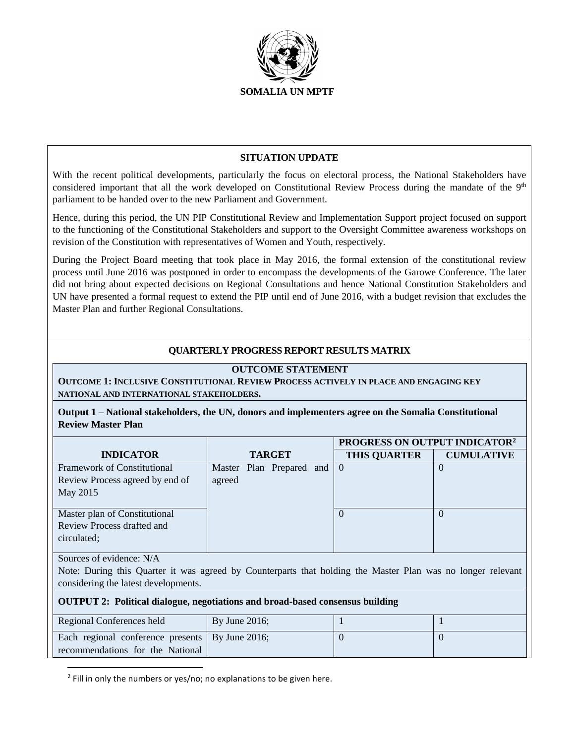**SOMALIA UN MPTF**

**SITUATION UPDATE**

With the recent political developments, particularly the focus on electoral process, the National Stakeholders have considered important that all the work developed on Constitutional Review Process during the mandate of the 9th parliament to be handed over to the new Parliament and Government.

Hence, during this period, the UN PIP Constitutional Review and Implementation Support project focused on support to the functioning of the Constitutional Stakeholders and support to the Oversight Committee awareness workshops on revision of the Constitution with representatives of Women and Youth, respectively.

During the Project Board meeting that took place in May 2016, the formal extension of the constitutional review process until June 2016 was postponed in order to encompass the developments of the Garowe Conference. The later did not bring about expected decisions on Regional Consultations and hence National Constitution Stakeholders and UN have presented a formal request to extend the PIP until end of June 2016, with a budget revision that excludes the Master Plan and further Regional Consultations.

**QUARTERLY PROGRESS REPORT RESULTS MATRIX**

**OUTCOME STATEMENT**

**OUTCOME 1: INCLUSIVE CONSTITUTIONAL REVIEW PROCESS ACTIVELY IN PLACE AND ENGAGING KEY NATIONAL AND INTERNATIONAL STAKEHOLDERS.**

**Output 1 – National stakeholders, the UN, donors and implementers agree on the Somalia Constitutional Review Master Plan**

| INDICATOR | TARGET | PROGRESS ON OUTPUT INDICATOR[2] THIS QUARTER | CUMULATIVE |
|---|---|---|---|
| Framework of Constitutional Review Process agreed by end of May 2015 | Master Plan Prepared and agreed | 0 | 0 |
| Master plan of Constitutional Review Process drafted and circulated; | | 0 | 0 |

Sources of evidence: N/A

Note: During this Quarter it was agreed by Counterparts that holding the Master Plan was no longer relevant considering the latest developments.

**OUTPUT 2: Political dialogue, negotiations and broad-based consensus building**

| INDICATOR | TARGET | THIS QUARTER | CUMULATIVE |
|---|---|---|---|
| Regional Conferences held | By June 2016; | 1 | 1 |
| Each regional conference presents recommendations for the National | By June 2016; | 0 | 0 |

[2] Fill in only the numbers or yes/no; no explanations to be given here.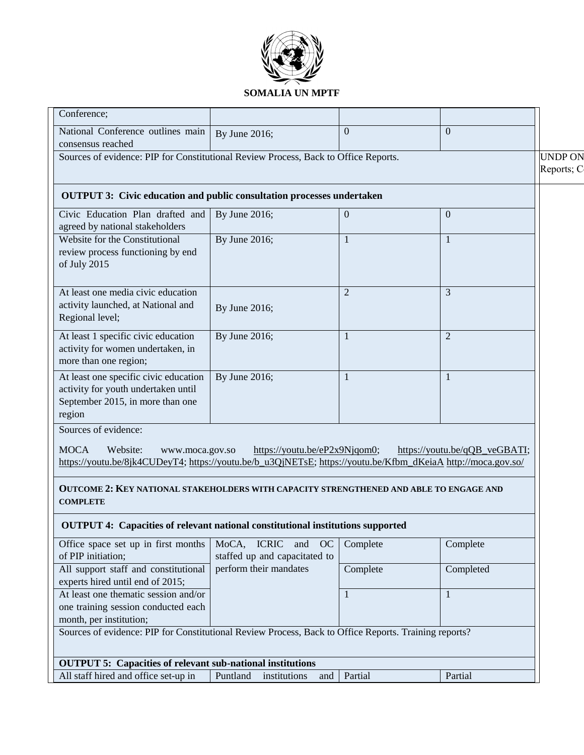| | | | |
|---|---|---|---|
| Conference; | | | |
| National Conference outlines main consensus reached | By June 2016; | 0 | 0 |
| Sources of evidence: PIP for Constitutional Review Process, Back to Office Reports. | | | |
| **OUTPUT 3: Civic education and public consultation processes undertaken** | | | |
| Civic Education Plan drafted and agreed by national stakeholders | By June 2016; | 0 | 0 |
| Website for the Constitutional review process functioning by end of July 2015 | By June 2016; | 1 | 1 |
| At least one media civic education activity launched, at National and Regional level; | By June 2016; | 2 | 3 |
| At least 1 specific civic education activity for women undertaken, in more than one region; | By June 2016; | 1 | 2 |
| At least one specific civic education activity for youth undertaken until September 2015, in more than one region | By June 2016; | 1 | 1 |
| Sources of evidence:<br><br>MOCA Website: www.moca.gov.so https://youtu.be/eP2x9Njqom0; https://youtu.be/qQB_veGBATI; https://youtu.be/8jk4CUDeyT4; https://youtu.be/b_u3QjNETsE; https://youtu.be/Kfbm_dKeiaA http://moca.gov.so/ | | | |
| **OUTCOME 2: KEY NATIONAL STAKEHOLDERS WITH CAPACITY STRENGTHENED AND ABLE TO ENGAGE AND COMPLETE** | | | |
| **OUTPUT 4: Capacities of relevant national constitutional institutions supported** | | | |
| Office space set up in first months of PIP initiation; | MoCA, ICRIC and OC staffed up and capacitated to perform their mandates | Complete | Complete |
| All support staff and constitutional experts hired until end of 2015; | | Complete | Completed |
| At least one thematic session and/or one training session conducted each month, per institution; | | 1 | 1 |
| Sources of evidence: PIP for Constitutional Review Process, Back to Office Reports. Training reports? | | | |
| **OUTPUT 5: Capacities of relevant sub-national institutions** | | | |
| All staff hired and office set-up in | Puntland institutions and | Partial | Partial |

UNDP ON
Reports; C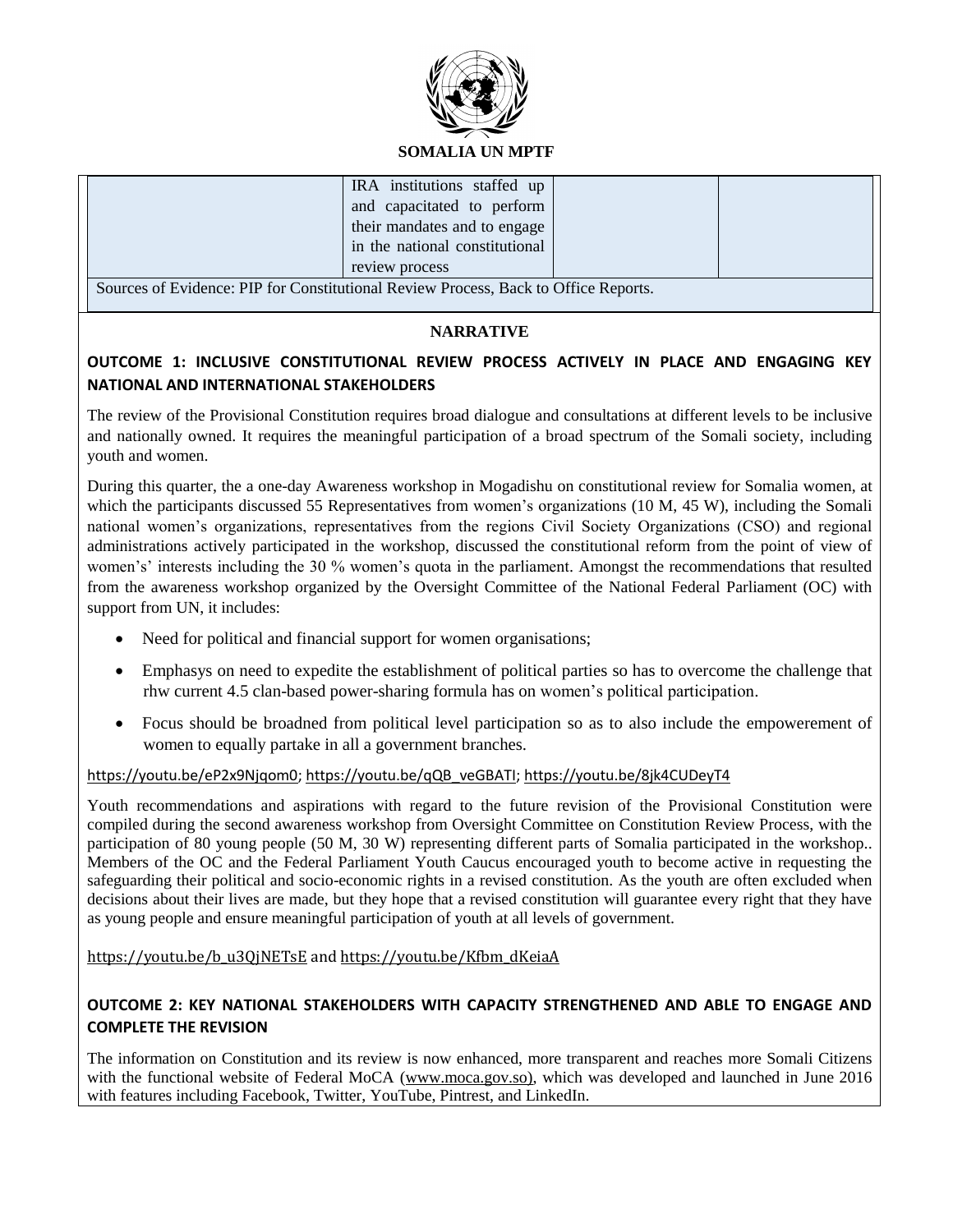| | IRA institutions staffed up and capacitated to perform their mandates and to engage in the national constitutional review process | | |
|---|---|---|---|

Sources of Evidence: PIP for Constitutional Review Process, Back to Office Reports.

**NARRATIVE**

**OUTCOME 1: INCLUSIVE CONSTITUTIONAL REVIEW PROCESS ACTIVELY IN PLACE AND ENGAGING KEY NATIONAL AND INTERNATIONAL STAKEHOLDERS**

The review of the Provisional Constitution requires broad dialogue and consultations at different levels to be inclusive and nationally owned. It requires the meaningful participation of a broad spectrum of the Somali society, including youth and women.

During this quarter, the a one-day Awareness workshop in Mogadishu on constitutional review for Somalia women, at which the participants discussed 55 Representatives from women's organizations (10 M, 45 W), including the Somali national women's organizations, representatives from the regions Civil Society Organizations (CSO) and regional administrations actively participated in the workshop, discussed the constitutional reform from the point of view of women's' interests including the 30 % women's quota in the parliament. Amongst the recommendations that resulted from the awareness workshop organized by the Oversight Committee of the National Federal Parliament (OC) with support from UN, it includes:

- Need for political and financial support for women organisations;
- Emphasys on need to expedite the establishment of political parties so has to overcome the challenge that rhw current 4.5 clan-based power-sharing formula has on women's political participation.
- Focus should be broadned from political level participation so as to also include the empowerement of women to equally partake in all a government branches.

https://youtu.be/eP2x9Njqom0; https://youtu.be/qQB_veGBATI; https://youtu.be/8jk4CUDeyT4

Youth recommendations and aspirations with regard to the future revision of the Provisional Constitution were compiled during the second awareness workshop from Oversight Committee on Constitution Review Process, with the participation of 80 young people (50 M, 30 W) representing different parts of Somalia participated in the workshop.. Members of the OC and the Federal Parliament Youth Caucus encouraged youth to become active in requesting the safeguarding their political and socio-economic rights in a revised constitution. As the youth are often excluded when decisions about their lives are made, but they hope that a revised constitution will guarantee every right that they have as young people and ensure meaningful participation of youth at all levels of government.

https://youtu.be/b_u3QjNETsE and https://youtu.be/Kfbm_dKeiaA

**OUTCOME 2: KEY NATIONAL STAKEHOLDERS WITH CAPACITY STRENGTHENED AND ABLE TO ENGAGE AND COMPLETE THE REVISION**

The information on Constitution and its review is now enhanced, more transparent and reaches more Somali Citizens with the functional website of Federal MoCA (www.moca.gov.so), which was developed and launched in June 2016 with features including Facebook, Twitter, YouTube, Pintrest, and LinkedIn.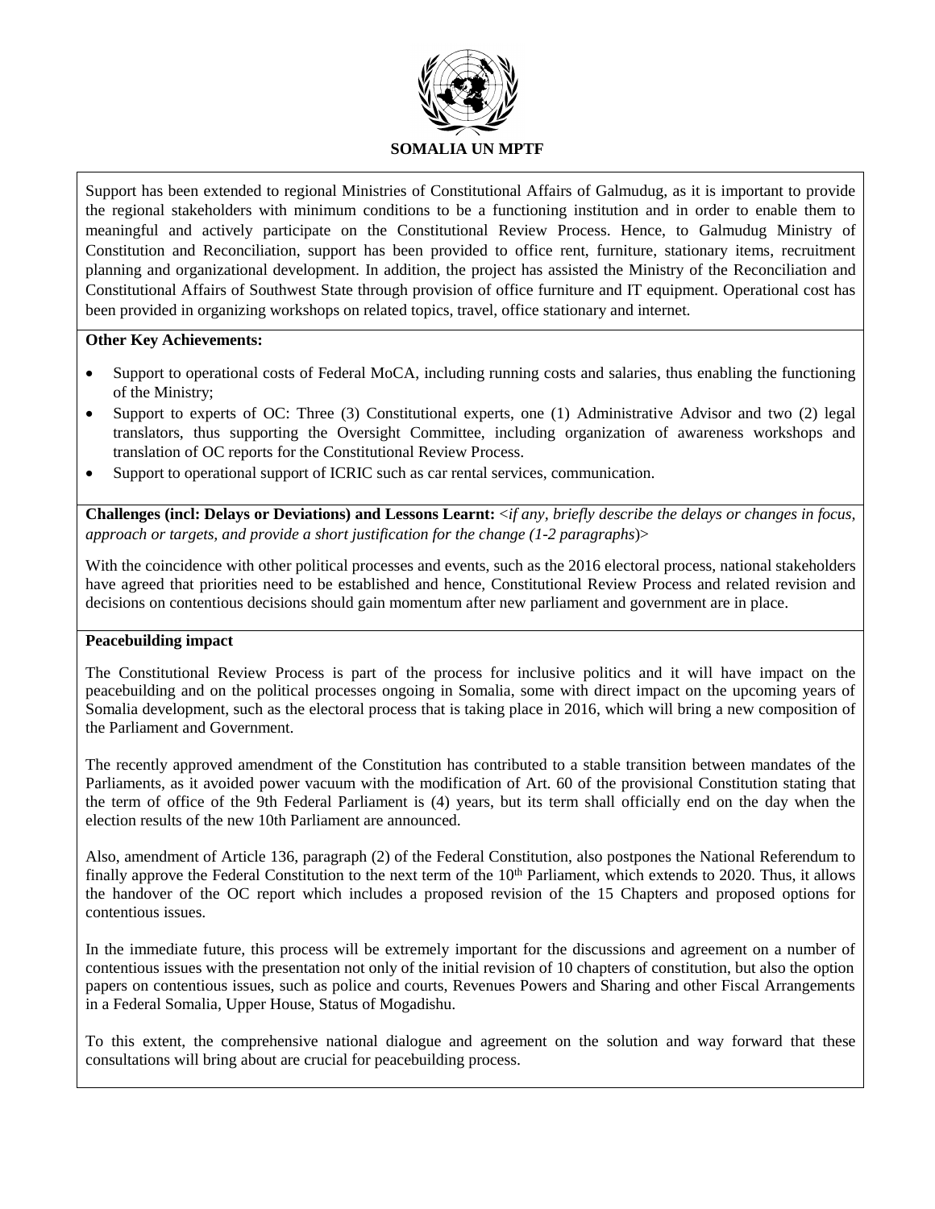Support has been extended to regional Ministries of Constitutional Affairs of Galmudug, as it is important to provide the regional stakeholders with minimum conditions to be a functioning institution and in order to enable them to meaningful and actively participate on the Constitutional Review Process. Hence, to Galmudug Ministry of Constitution and Reconciliation, support has been provided to office rent, furniture, stationary items, recruitment planning and organizational development. In addition, the project has assisted the Ministry of the Reconciliation and Constitutional Affairs of Southwest State through provision of office furniture and IT equipment. Operational cost has been provided in organizing workshops on related topics, travel, office stationary and internet.

**Other Key Achievements:**

- Support to operational costs of Federal MoCA, including running costs and salaries, thus enabling the functioning of the Ministry;
- Support to experts of OC: Three (3) Constitutional experts, one (1) Administrative Advisor and two (2) legal translators, thus supporting the Oversight Committee, including organization of awareness workshops and translation of OC reports for the Constitutional Review Process.
- Support to operational support of ICRIC such as car rental services, communication.

**Challenges (incl: Delays or Deviations) and Lessons Learnt:** <*if any, briefly describe the delays or changes in focus, approach or targets, and provide a short justification for the change (1-2 paragraphs*)>

With the coincidence with other political processes and events, such as the 2016 electoral process, national stakeholders have agreed that priorities need to be established and hence, Constitutional Review Process and related revision and decisions on contentious decisions should gain momentum after new parliament and government are in place.

**Peacebuilding impact**

The Constitutional Review Process is part of the process for inclusive politics and it will have impact on the peacebuilding and on the political processes ongoing in Somalia, some with direct impact on the upcoming years of Somalia development, such as the electoral process that is taking place in 2016, which will bring a new composition of the Parliament and Government.

The recently approved amendment of the Constitution has contributed to a stable transition between mandates of the Parliaments, as it avoided power vacuum with the modification of Art. 60 of the provisional Constitution stating that the term of office of the 9th Federal Parliament is (4) years, but its term shall officially end on the day when the election results of the new 10th Parliament are announced.

Also, amendment of Article 136, paragraph (2) of the Federal Constitution, also postpones the National Referendum to finally approve the Federal Constitution to the next term of the 10th Parliament, which extends to 2020. Thus, it allows the handover of the OC report which includes a proposed revision of the 15 Chapters and proposed options for contentious issues.

In the immediate future, this process will be extremely important for the discussions and agreement on a number of contentious issues with the presentation not only of the initial revision of 10 chapters of constitution, but also the option papers on contentious issues, such as police and courts, Revenues Powers and Sharing and other Fiscal Arrangements in a Federal Somalia, Upper House, Status of Mogadishu.

To this extent, the comprehensive national dialogue and agreement on the solution and way forward that these consultations will bring about are crucial for peacebuilding process.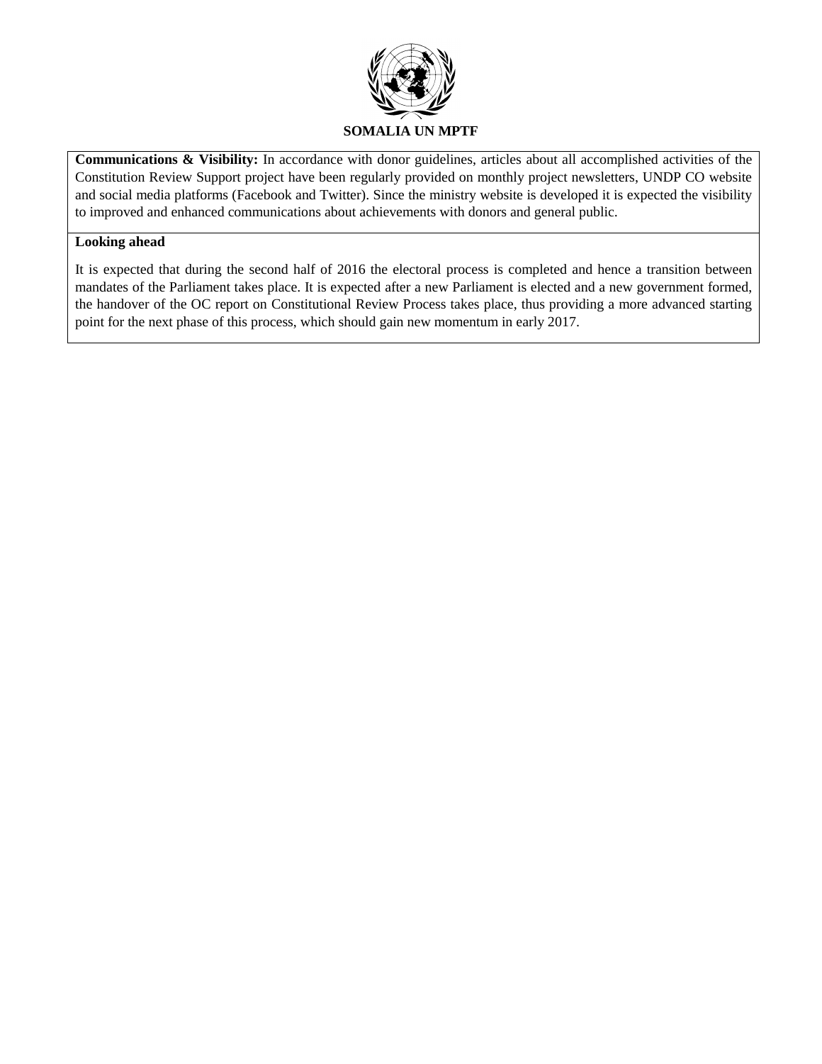**Communications & Visibility:** In accordance with donor guidelines, articles about all accomplished activities of the Constitution Review Support project have been regularly provided on monthly project newsletters, UNDP CO website and social media platforms (Facebook and Twitter). Since the ministry website is developed it is expected the visibility to improved and enhanced communications about achievements with donors and general public.

**Looking ahead**

It is expected that during the second half of 2016 the electoral process is completed and hence a transition between mandates of the Parliament takes place. It is expected after a new Parliament is elected and a new government formed, the handover of the OC report on Constitutional Review Process takes place, thus providing a more advanced starting point for the next phase of this process, which should gain new momentum in early 2017.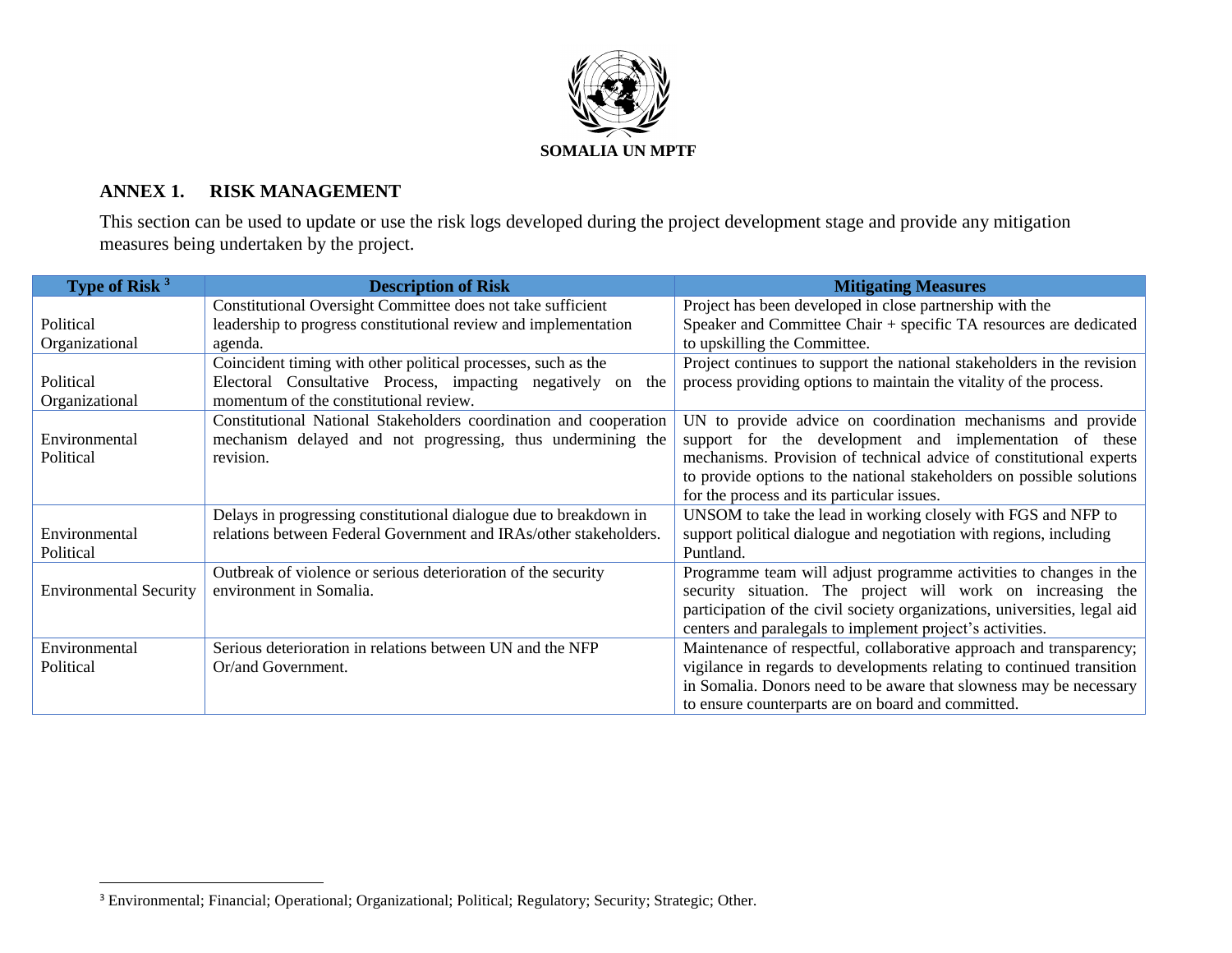SOMALIA UN MPTF

## ANNEX 1. RISK MANAGEMENT

This section can be used to update or use the risk logs developed during the project development stage and provide any mitigation measures being undertaken by the project.

| Type of Risk [3] | Description of Risk | Mitigating Measures |
|---|---|---|
| Political Organizational | Constitutional Oversight Committee does not take sufficient leadership to progress constitutional review and implementation agenda. | Project has been developed in close partnership with the Speaker and Committee Chair + specific TA resources are dedicated to upskilling the Committee. |
| Political Organizational | Coincident timing with other political processes, such as the Electoral Consultative Process, impacting negatively on the momentum of the constitutional review. | Project continues to support the national stakeholders in the revision process providing options to maintain the vitality of the process. |
| Environmental Political | Constitutional National Stakeholders coordination and cooperation mechanism delayed and not progressing, thus undermining the revision. | UN to provide advice on coordination mechanisms and provide support for the development and implementation of these mechanisms. Provision of technical advice of constitutional experts to provide options to the national stakeholders on possible solutions for the process and its particular issues. |
| Environmental Political | Delays in progressing constitutional dialogue due to breakdown in relations between Federal Government and IRAs/other stakeholders. | UNSOM to take the lead in working closely with FGS and NFP to support political dialogue and negotiation with regions, including Puntland. |
| Environmental Security | Outbreak of violence or serious deterioration of the security environment in Somalia. | Programme team will adjust programme activities to changes in the security situation. The project will work on increasing the participation of the civil society organizations, universities, legal aid centers and paralegals to implement project's activities. |
| Environmental Political | Serious deterioration in relations between UN and the NFP Or/and Government. | Maintenance of respectful, collaborative approach and transparency; vigilance in regards to developments relating to continued transition in Somalia. Donors need to be aware that slowness may be necessary to ensure counterparts are on board and committed. |

[3] Environmental; Financial; Operational; Organizational; Political; Regulatory; Security; Strategic; Other.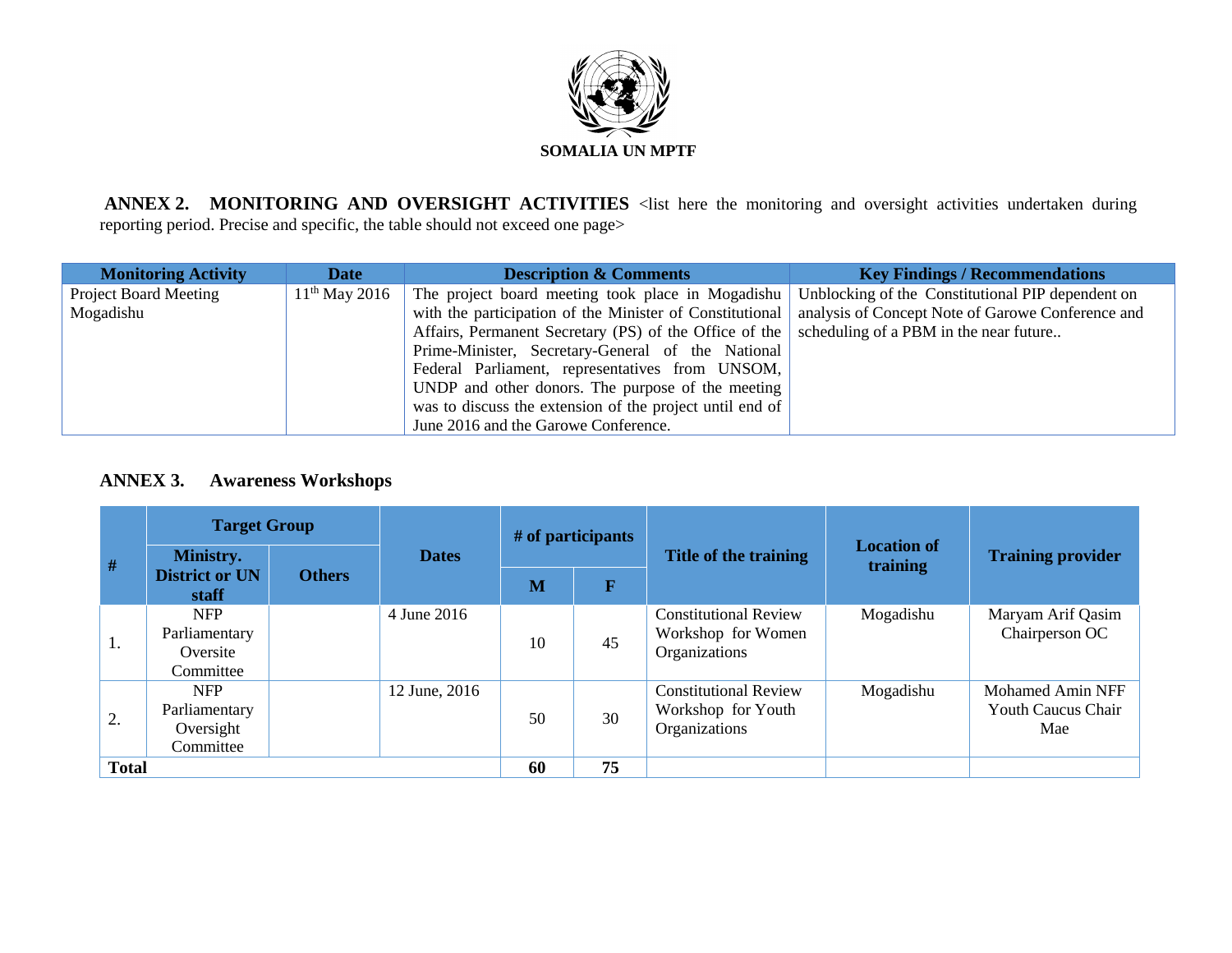**SOMALIA UN MPTF**

**ANNEX 2. MONITORING AND OVERSIGHT ACTIVITIES** <list here the monitoring and oversight activities undertaken during reporting period. Precise and specific, the table should not exceed one page>

| Monitoring Activity | Date | Description & Comments | Key Findings / Recommendations |
|---|---|---|---|
| Project Board Meeting Mogadishu | 11th May 2016 | The project board meeting took place in Mogadishu with the participation of the Minister of Constitutional Affairs, Permanent Secretary (PS) of the Office of the Prime-Minister, Secretary-General of the National Federal Parliament, representatives from UNSOM, UNDP and other donors. The purpose of the meeting was to discuss the extension of the project until end of June 2016 and the Garowe Conference. | Unblocking of the Constitutional PIP dependent on analysis of Concept Note of Garowe Conference and scheduling of a PBM in the near future.. |

## ANNEX 3. Awareness Workshops

| # | Target Group | | Dates | # of participants | | Title of the training | Location of training | Training provider |
|---|---|---|---|---|---|---|---|---|
| | Ministry. District or UN staff | Others | | M | F | | | |
| 1. | NFP Parliamentary Oversite Committee | | 4 June 2016 | 10 | 45 | Constitutional Review Workshop for Women Organizations | Mogadishu | Maryam Arif Qasim Chairperson OC |
| 2. | NFP Parliamentary Oversight Committee | | 12 June, 2016 | 50 | 30 | Constitutional Review Workshop for Youth Organizations | Mogadishu | Mohamed Amin NFF Youth Caucus Chair Mae |
| **Total** | | | | **60** | **75** | | | |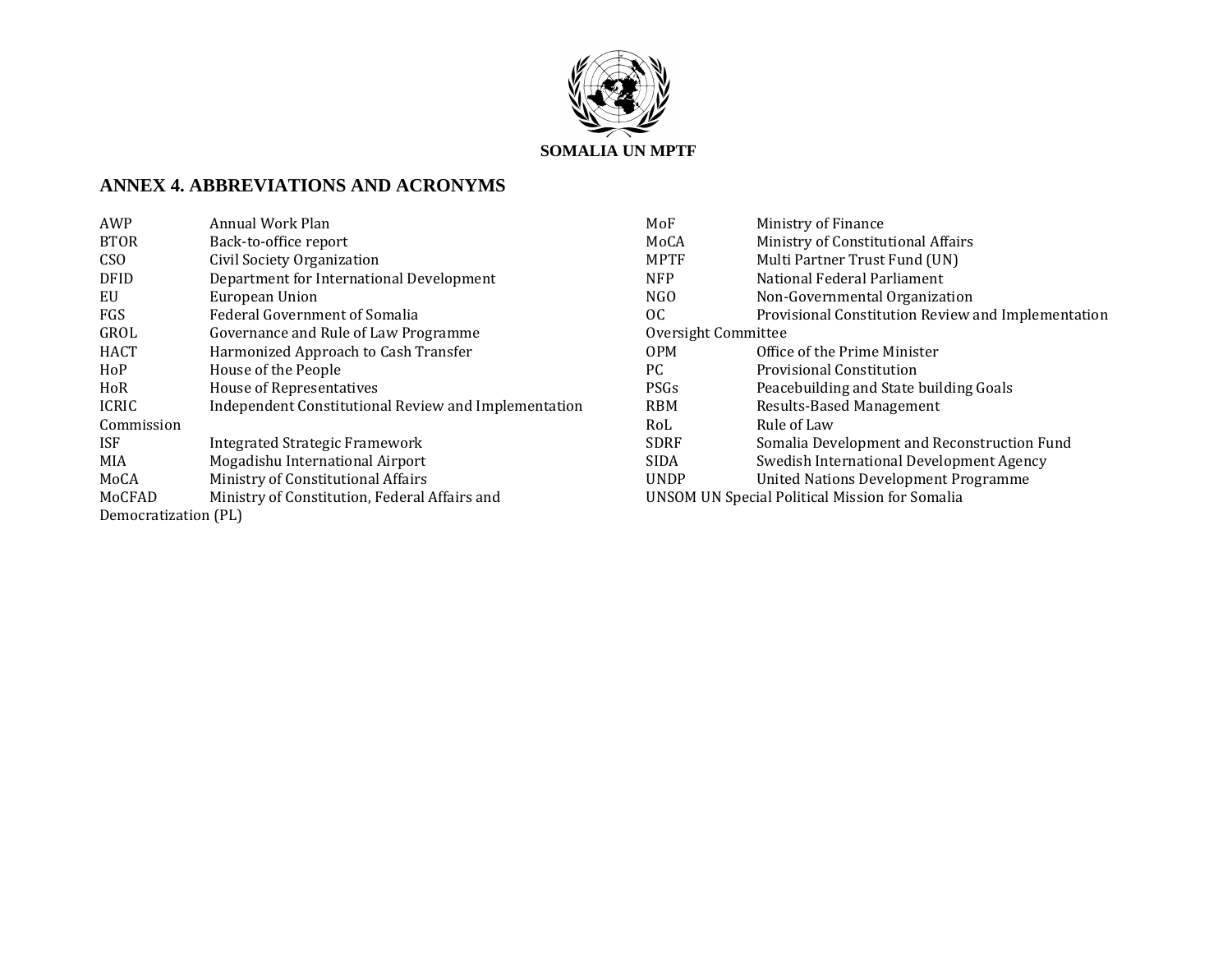**SOMALIA UN MPTF**

## ANNEX 4. ABBREVIATIONS AND ACRONYMS

| | |
|---|---|
| AWP | Annual Work Plan |
| BTOR | Back-to-office report |
| CSO | Civil Society Organization |
| DFID | Department for International Development |
| EU | European Union |
| FGS | Federal Government of Somalia |
| GROL | Governance and Rule of Law Programme |
| HACT | Harmonized Approach to Cash Transfer |
| HoP | House of the People |
| HoR | House of Representatives |
| ICRIC | Independent Constitutional Review and Implementation Commission |
| ISF | Integrated Strategic Framework |
| MIA | Mogadishu International Airport |
| MoCA | Ministry of Constitutional Affairs |
| MoCFAD | Ministry of Constitution, Federal Affairs and Democratization (PL) |
| MoF | Ministry of Finance |
| MoCA | Ministry of Constitutional Affairs |
| MPTF | Multi Partner Trust Fund (UN) |
| NFP | National Federal Parliament |
| NGO | Non-Governmental Organization |
| OC | Provisional Constitution Review and Implementation Oversight Committee |
| OPM | Office of the Prime Minister |
| PC | Provisional Constitution |
| PSGs | Peacebuilding and State building Goals |
| RBM | Results-Based Management |
| RoL | Rule of Law |
| SDRF | Somalia Development and Reconstruction Fund |
| SIDA | Swedish International Development Agency |
| UNDP | United Nations Development Programme |
| UNSOM | UN Special Political Mission for Somalia |